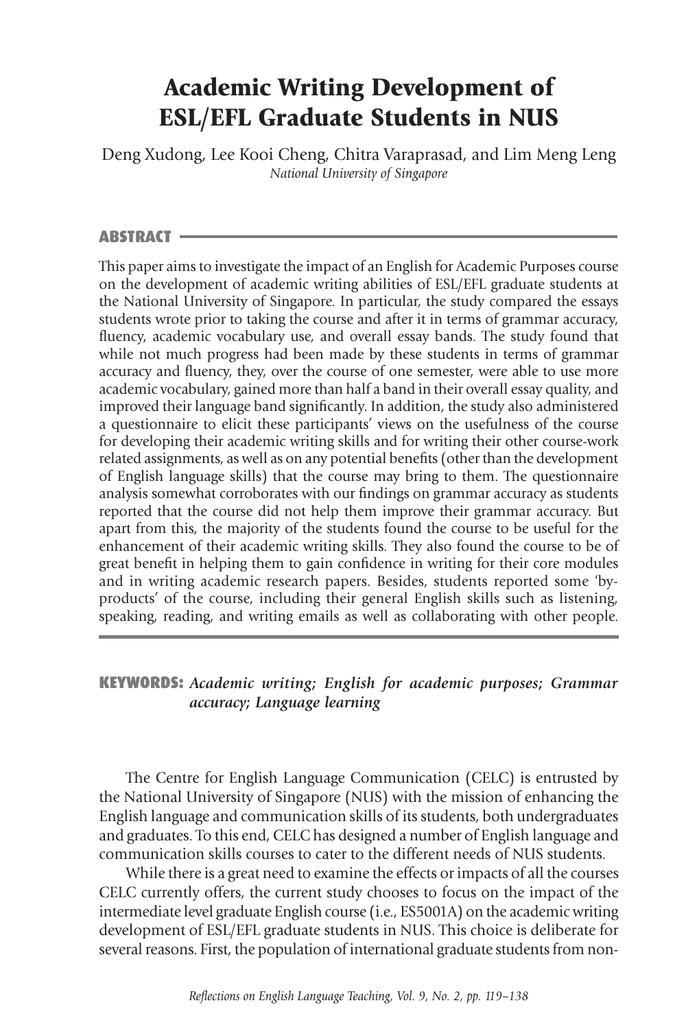# Academic Writing Development of ESL/EFL Graduate Students in NUS

Deng Xudong, Lee Kooi Cheng, Chitra Varaprasad, and Lim Meng Leng

*National University of Singapore*

## ABSTRACT

This paper aims to investigate the impact of an English for Academic Purposes course on the development of academic writing abilities of ESL/EFL graduate students at the National University of Singapore. In particular, the study compared the essays students wrote prior to taking the course and after it in terms of grammar accuracy, fluency, academic vocabulary use, and overall essay bands. The study found that while not much progress had been made by these students in terms of grammar accuracy and fluency, they, over the course of one semester, were able to use more academic vocabulary, gained more than half a band in their overall essay quality, and improved their language band significantly. In addition, the study also administered a questionnaire to elicit these participants' views on the usefulness of the course for developing their academic writing skills and for writing their other course-work related assignments, as well as on any potential benefits (other than the development of English language skills) that the course may bring to them. The questionnaire analysis somewhat corroborates with our findings on grammar accuracy as students reported that the course did not help them improve their grammar accuracy. But apart from this, the majority of the students found the course to be useful for the enhancement of their academic writing skills. They also found the course to be of great benefit in helping them to gain confidence in writing for their core modules and in writing academic research papers. Besides, students reported some 'by-products' of the course, including their general English skills such as listening, speaking, reading, and writing emails as well as collaborating with other people.

**KEYWORDS:** *Academic writing; English for academic purposes; Grammar accuracy; Language learning*

The Centre for English Language Communication (CELC) is entrusted by the National University of Singapore (NUS) with the mission of enhancing the English language and communication skills of its students, both undergraduates and graduates. To this end, CELC has designed a number of English language and communication skills courses to cater to the different needs of NUS students.

While there is a great need to examine the effects or impacts of all the courses CELC currently offers, the current study chooses to focus on the impact of the intermediate level graduate English course (i.e., ES5001A) on the academic writing development of ESL/EFL graduate students in NUS. This choice is deliberate for several reasons. First, the population of international graduate students from non-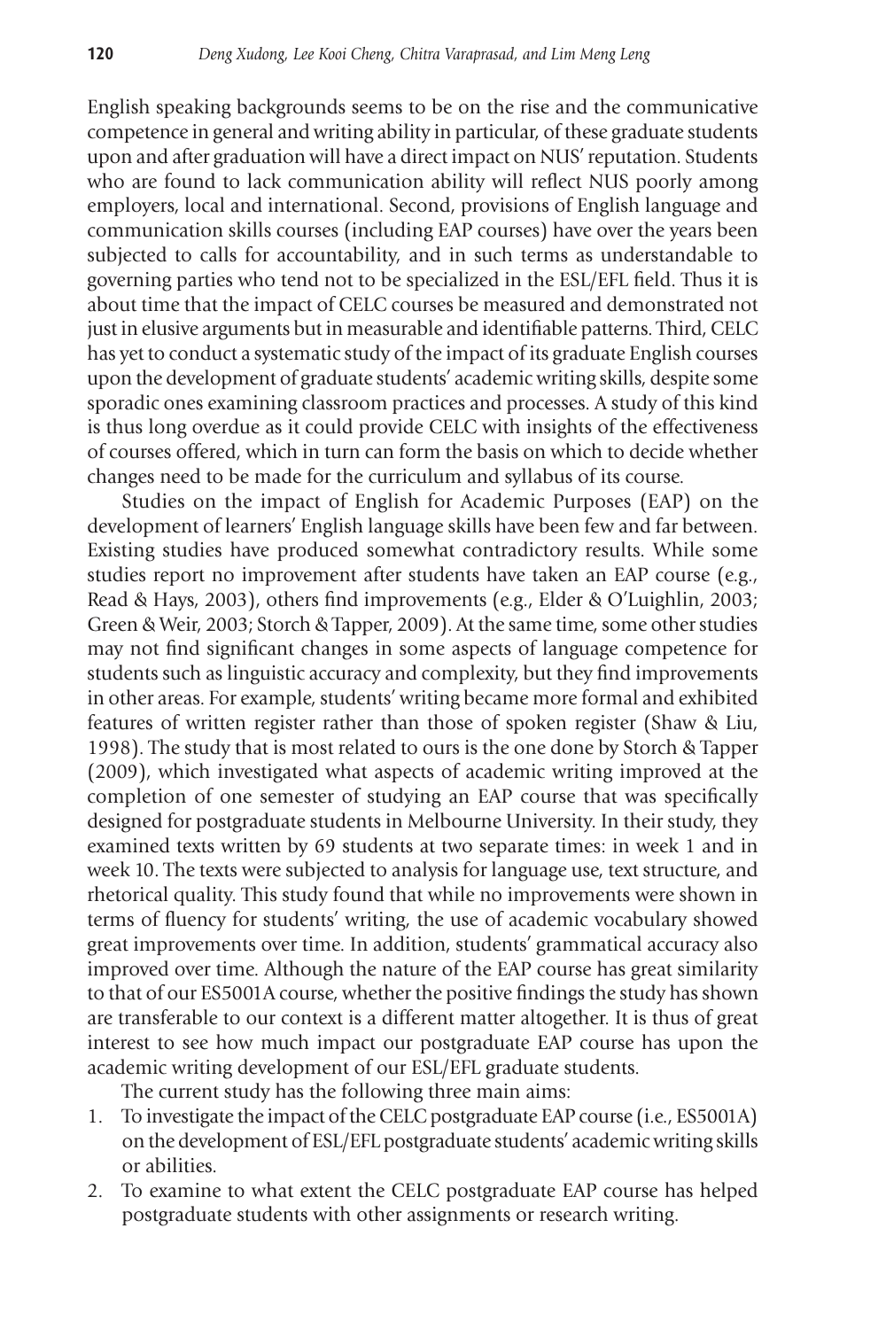English speaking backgrounds seems to be on the rise and the communicative competence in general and writing ability in particular, of these graduate students upon and after graduation will have a direct impact on NUS' reputation. Students who are found to lack communication ability will reflect NUS poorly among employers, local and international. Second, provisions of English language and communication skills courses (including EAP courses) have over the years been subjected to calls for accountability, and in such terms as understandable to governing parties who tend not to be specialized in the ESL/EFL field. Thus it is about time that the impact of CELC courses be measured and demonstrated not just in elusive arguments but in measurable and identifiable patterns. Third, CELC has yet to conduct a systematic study of the impact of its graduate English courses upon the development of graduate students' academic writing skills, despite some sporadic ones examining classroom practices and processes. A study of this kind is thus long overdue as it could provide CELC with insights of the effectiveness of courses offered, which in turn can form the basis on which to decide whether changes need to be made for the curriculum and syllabus of its course.

Studies on the impact of English for Academic Purposes (EAP) on the development of learners' English language skills have been few and far between. Existing studies have produced somewhat contradictory results. While some studies report no improvement after students have taken an EAP course (e.g., Read & Hays, 2003), others find improvements (e.g., Elder & O'Luighlin, 2003; Green & Weir, 2003; Storch & Tapper, 2009). At the same time, some other studies may not find significant changes in some aspects of language competence for students such as linguistic accuracy and complexity, but they find improvements in other areas. For example, students' writing became more formal and exhibited features of written register rather than those of spoken register (Shaw & Liu, 1998). The study that is most related to ours is the one done by Storch & Tapper (2009), which investigated what aspects of academic writing improved at the completion of one semester of studying an EAP course that was specifically designed for postgraduate students in Melbourne University. In their study, they examined texts written by 69 students at two separate times: in week 1 and in week 10. The texts were subjected to analysis for language use, text structure, and rhetorical quality. This study found that while no improvements were shown in terms of fluency for students' writing, the use of academic vocabulary showed great improvements over time. In addition, students' grammatical accuracy also improved over time. Although the nature of the EAP course has great similarity to that of our ES5001A course, whether the positive findings the study has shown are transferable to our context is a different matter altogether. It is thus of great interest to see how much impact our postgraduate EAP course has upon the academic writing development of our ESL/EFL graduate students.

The current study has the following three main aims:

1. To investigate the impact of the CELC postgraduate EAP course (i.e., ES5001A) on the development of ESL/EFL postgraduate students' academic writing skills or abilities.
2. To examine to what extent the CELC postgraduate EAP course has helped postgraduate students with other assignments or research writing.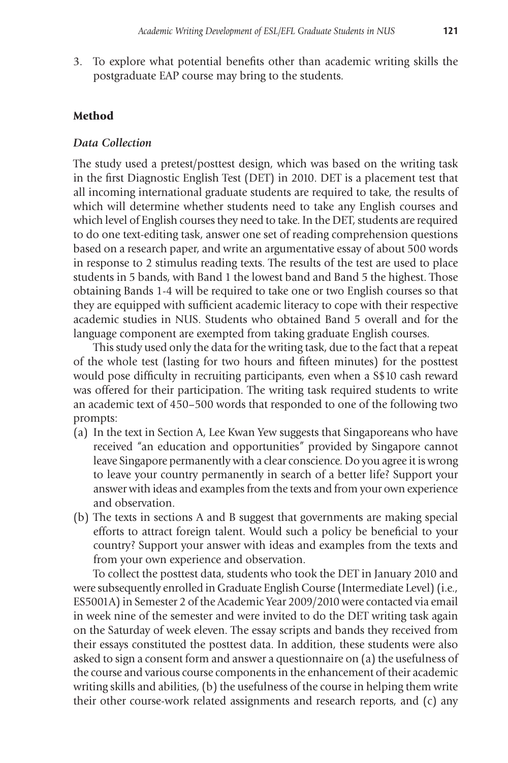3. To explore what potential benefits other than academic writing skills the postgraduate EAP course may bring to the students.

## Method

### *Data Collection*

The study used a pretest/posttest design, which was based on the writing task in the first Diagnostic English Test (DET) in 2010. DET is a placement test that all incoming international graduate students are required to take, the results of which will determine whether students need to take any English courses and which level of English courses they need to take. In the DET, students are required to do one text-editing task, answer one set of reading comprehension questions based on a research paper, and write an argumentative essay of about 500 words in response to 2 stimulus reading texts. The results of the test are used to place students in 5 bands, with Band 1 the lowest band and Band 5 the highest. Those obtaining Bands 1-4 will be required to take one or two English courses so that they are equipped with sufficient academic literacy to cope with their respective academic studies in NUS. Students who obtained Band 5 overall and for the language component are exempted from taking graduate English courses.

This study used only the data for the writing task, due to the fact that a repeat of the whole test (lasting for two hours and fifteen minutes) for the posttest would pose difficulty in recruiting participants, even when a S$10 cash reward was offered for their participation. The writing task required students to write an academic text of 450–500 words that responded to one of the following two prompts:

(a) In the text in Section A, Lee Kwan Yew suggests that Singaporeans who have received "an education and opportunities" provided by Singapore cannot leave Singapore permanently with a clear conscience. Do you agree it is wrong to leave your country permanently in search of a better life? Support your answer with ideas and examples from the texts and from your own experience and observation.

(b) The texts in sections A and B suggest that governments are making special efforts to attract foreign talent. Would such a policy be beneficial to your country? Support your answer with ideas and examples from the texts and from your own experience and observation.

To collect the posttest data, students who took the DET in January 2010 and were subsequently enrolled in Graduate English Course (Intermediate Level) (i.e., ES5001A) in Semester 2 of the Academic Year 2009/2010 were contacted via email in week nine of the semester and were invited to do the DET writing task again on the Saturday of week eleven. The essay scripts and bands they received from their essays constituted the posttest data. In addition, these students were also asked to sign a consent form and answer a questionnaire on (a) the usefulness of the course and various course components in the enhancement of their academic writing skills and abilities, (b) the usefulness of the course in helping them write their other course-work related assignments and research reports, and (c) any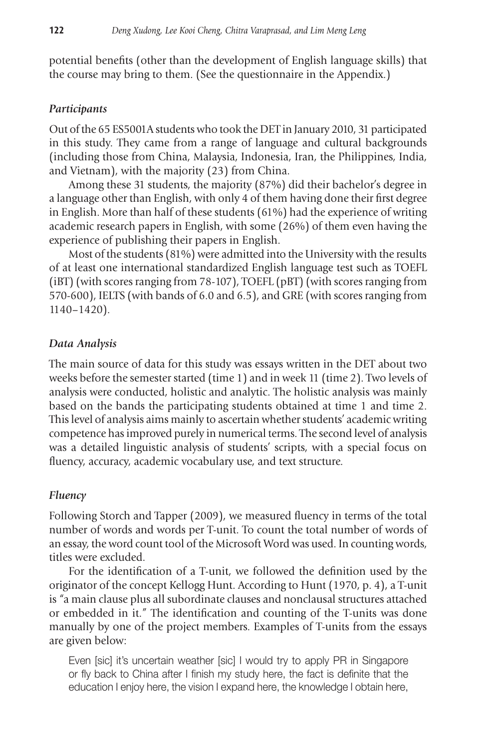potential benefits (other than the development of English language skills) that the course may bring to them. (See the questionnaire in the Appendix.)

### *Participants*

Out of the 65 ES5001A students who took the DET in January 2010, 31 participated in this study. They came from a range of language and cultural backgrounds (including those from China, Malaysia, Indonesia, Iran, the Philippines, India, and Vietnam), with the majority (23) from China.

Among these 31 students, the majority (87%) did their bachelor's degree in a language other than English, with only 4 of them having done their first degree in English. More than half of these students (61%) had the experience of writing academic research papers in English, with some (26%) of them even having the experience of publishing their papers in English.

Most of the students (81%) were admitted into the University with the results of at least one international standardized English language test such as TOEFL (iBT) (with scores ranging from 78-107), TOEFL (pBT) (with scores ranging from 570-600), IELTS (with bands of 6.0 and 6.5), and GRE (with scores ranging from 1140–1420).

### *Data Analysis*

The main source of data for this study was essays written in the DET about two weeks before the semester started (time 1) and in week 11 (time 2). Two levels of analysis were conducted, holistic and analytic. The holistic analysis was mainly based on the bands the participating students obtained at time 1 and time 2. This level of analysis aims mainly to ascertain whether students' academic writing competence has improved purely in numerical terms. The second level of analysis was a detailed linguistic analysis of students' scripts, with a special focus on fluency, accuracy, academic vocabulary use, and text structure.

### *Fluency*

Following Storch and Tapper (2009), we measured fluency in terms of the total number of words and words per T-unit. To count the total number of words of an essay, the word count tool of the Microsoft Word was used. In counting words, titles were excluded.

For the identification of a T-unit, we followed the definition used by the originator of the concept Kellogg Hunt. According to Hunt (1970, p. 4), a T-unit is "a main clause plus all subordinate clauses and nonclausal structures attached or embedded in it." The identification and counting of the T-units was done manually by one of the project members. Examples of T-units from the essays are given below:

> Even [sic] it's uncertain weather [sic] I would try to apply PR in Singapore or fly back to China after I finish my study here, the fact is definite that the education I enjoy here, the vision I expand here, the knowledge I obtain here,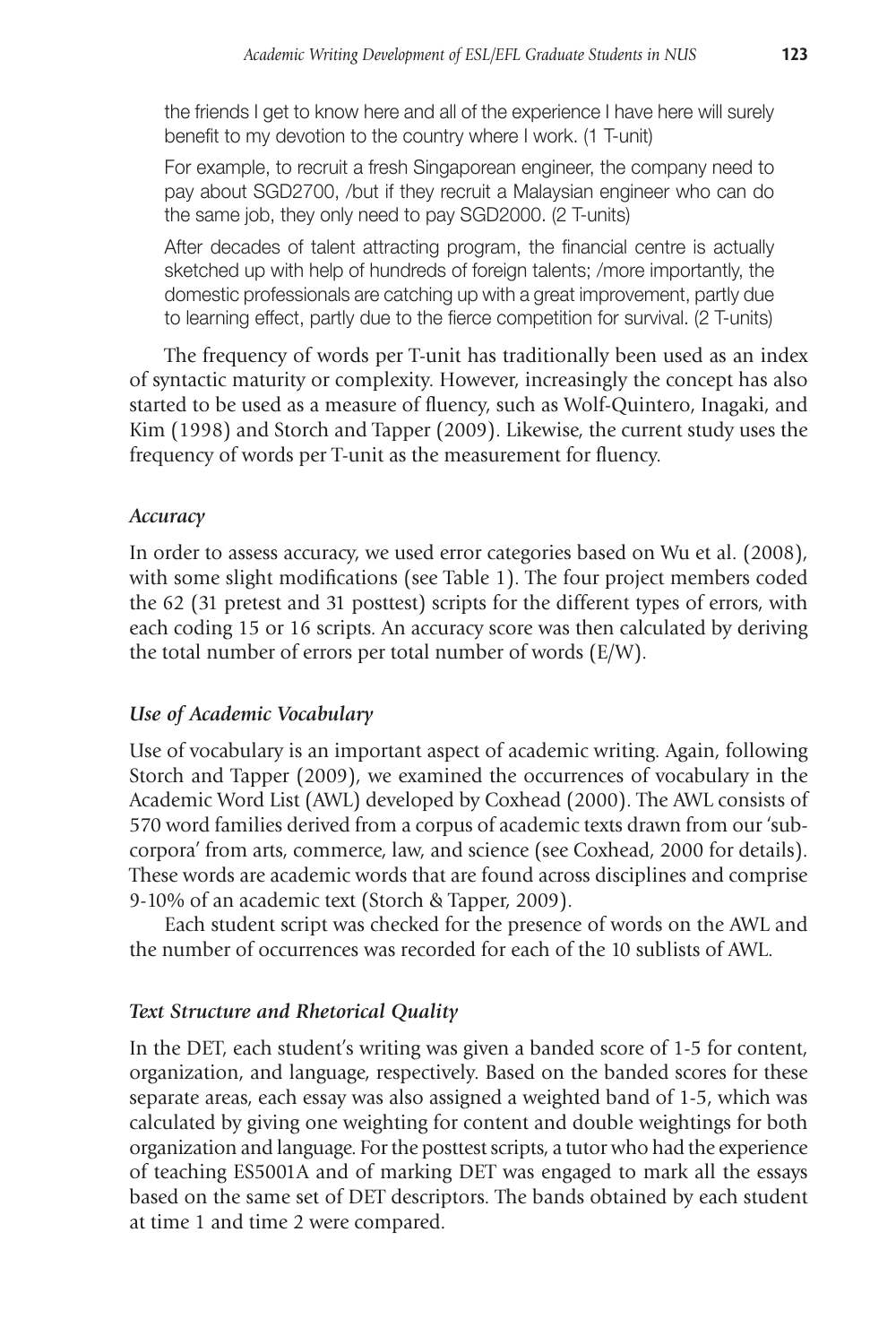the friends I get to know here and all of the experience I have here will surely benefit to my devotion to the country where I work. (1 T-unit)

For example, to recruit a fresh Singaporean engineer, the company need to pay about SGD2700, /but if they recruit a Malaysian engineer who can do the same job, they only need to pay SGD2000. (2 T-units)

After decades of talent attracting program, the financial centre is actually sketched up with help of hundreds of foreign talents; /more importantly, the domestic professionals are catching up with a great improvement, partly due to learning effect, partly due to the fierce competition for survival. (2 T-units)

The frequency of words per T-unit has traditionally been used as an index of syntactic maturity or complexity. However, increasingly the concept has also started to be used as a measure of fluency, such as Wolf-Quintero, Inagaki, and Kim (1998) and Storch and Tapper (2009). Likewise, the current study uses the frequency of words per T-unit as the measurement for fluency.

### *Accuracy*

In order to assess accuracy, we used error categories based on Wu et al. (2008), with some slight modifications (see Table 1). The four project members coded the 62 (31 pretest and 31 posttest) scripts for the different types of errors, with each coding 15 or 16 scripts. An accuracy score was then calculated by deriving the total number of errors per total number of words (E/W).

### *Use of Academic Vocabulary*

Use of vocabulary is an important aspect of academic writing. Again, following Storch and Tapper (2009), we examined the occurrences of vocabulary in the Academic Word List (AWL) developed by Coxhead (2000). The AWL consists of 570 word families derived from a corpus of academic texts drawn from our 'sub-corpora' from arts, commerce, law, and science (see Coxhead, 2000 for details). These words are academic words that are found across disciplines and comprise 9-10% of an academic text (Storch & Tapper, 2009).

Each student script was checked for the presence of words on the AWL and the number of occurrences was recorded for each of the 10 sublists of AWL.

### *Text Structure and Rhetorical Quality*

In the DET, each student's writing was given a banded score of 1-5 for content, organization, and language, respectively. Based on the banded scores for these separate areas, each essay was also assigned a weighted band of 1-5, which was calculated by giving one weighting for content and double weightings for both organization and language. For the posttest scripts, a tutor who had the experience of teaching ES5001A and of marking DET was engaged to mark all the essays based on the same set of DET descriptors. The bands obtained by each student at time 1 and time 2 were compared.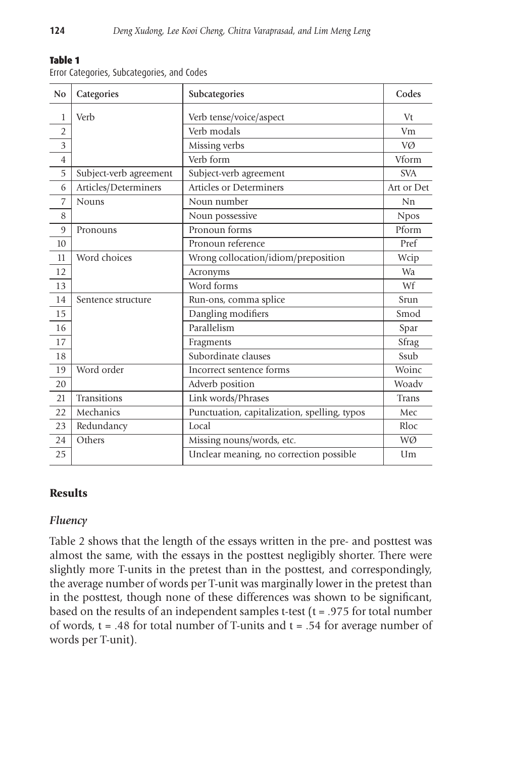**Table 1**
Error Categories, Subcategories, and Codes

| No | Categories | Subcategories | Codes |
|---|---|---|---|
| 1 | Verb | Verb tense/voice/aspect | Vt |
| 2 | | Verb modals | Vm |
| 3 | | Missing verbs | VØ |
| 4 | | Verb form | Vform |
| 5 | Subject-verb agreement | Subject-verb agreement | SVA |
| 6 | Articles/Determiners | Articles or Determiners | Art or Det |
| 7 | Nouns | Noun number | Nn |
| 8 | | Noun possessive | Npos |
| 9 | Pronouns | Pronoun forms | Pform |
| 10 | | Pronoun reference | Pref |
| 11 | Word choices | Wrong collocation/idiom/preposition | Wcip |
| 12 | | Acronyms | Wa |
| 13 | | Word forms | Wf |
| 14 | Sentence structure | Run-ons, comma splice | Srun |
| 15 | | Dangling modifiers | Smod |
| 16 | | Parallelism | Spar |
| 17 | | Fragments | Sfrag |
| 18 | | Subordinate clauses | Ssub |
| 19 | Word order | Incorrect sentence forms | Woinc |
| 20 | | Adverb position | Woadv |
| 21 | Transitions | Link words/Phrases | Trans |
| 22 | Mechanics | Punctuation, capitalization, spelling, typos | Mec |
| 23 | Redundancy | Local | Rloc |
| 24 | Others | Missing nouns/words, etc. | WØ |
| 25 | | Unclear meaning, no correction possible | Um |

## Results

### *Fluency*

Table 2 shows that the length of the essays written in the pre- and posttest was almost the same, with the essays in the posttest negligibly shorter. There were slightly more T-units in the pretest than in the posttest, and correspondingly, the average number of words per T-unit was marginally lower in the pretest than in the posttest, though none of these differences was shown to be significant, based on the results of an independent samples t-test ($t = .975$ for total number of words, $t = .48$ for total number of T-units and $t = .54$ for average number of words per T-unit).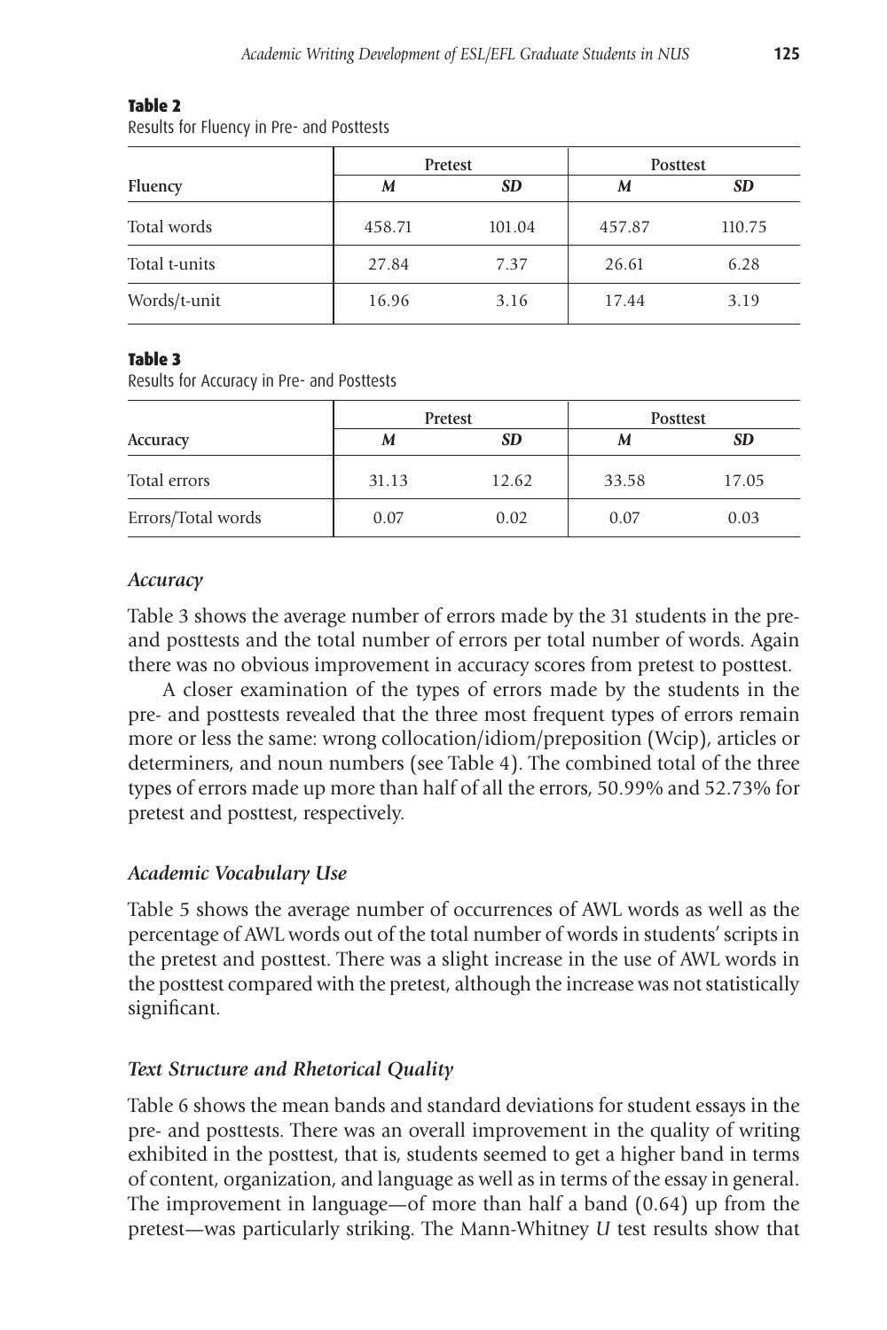**Table 2**
Results for Fluency in Pre- and Posttests

| Fluency | Pretest | | Posttest | |
|---|---|---|---|---|
| | *M* | *SD* | *M* | *SD* |
| Total words | 458.71 | 101.04 | 457.87 | 110.75 |
| Total t-units | 27.84 | 7.37 | 26.61 | 6.28 |
| Words/t-unit | 16.96 | 3.16 | 17.44 | 3.19 |

**Table 3**
Results for Accuracy in Pre- and Posttests

| Accuracy | Pretest | | Posttest | |
|---|---|---|---|---|
| | *M* | *SD* | *M* | *SD* |
| Total errors | 31.13 | 12.62 | 33.58 | 17.05 |
| Errors/Total words | 0.07 | 0.02 | 0.07 | 0.03 |

### *Accuracy*

Table 3 shows the average number of errors made by the 31 students in the pre- and posttests and the total number of errors per total number of words. Again there was no obvious improvement in accuracy scores from pretest to posttest.

A closer examination of the types of errors made by the students in the pre- and posttests revealed that the three most frequent types of errors remain more or less the same: wrong collocation/idiom/preposition (Wcip), articles or determiners, and noun numbers (see Table 4). The combined total of the three types of errors made up more than half of all the errors, 50.99% and 52.73% for pretest and posttest, respectively.

### *Academic Vocabulary Use*

Table 5 shows the average number of occurrences of AWL words as well as the percentage of AWL words out of the total number of words in students' scripts in the pretest and posttest. There was a slight increase in the use of AWL words in the posttest compared with the pretest, although the increase was not statistically significant.

### *Text Structure and Rhetorical Quality*

Table 6 shows the mean bands and standard deviations for student essays in the pre- and posttests. There was an overall improvement in the quality of writing exhibited in the posttest, that is, students seemed to get a higher band in terms of content, organization, and language as well as in terms of the essay in general. The improvement in language—of more than half a band (0.64) up from the pretest—was particularly striking. The Mann-Whitney *U* test results show that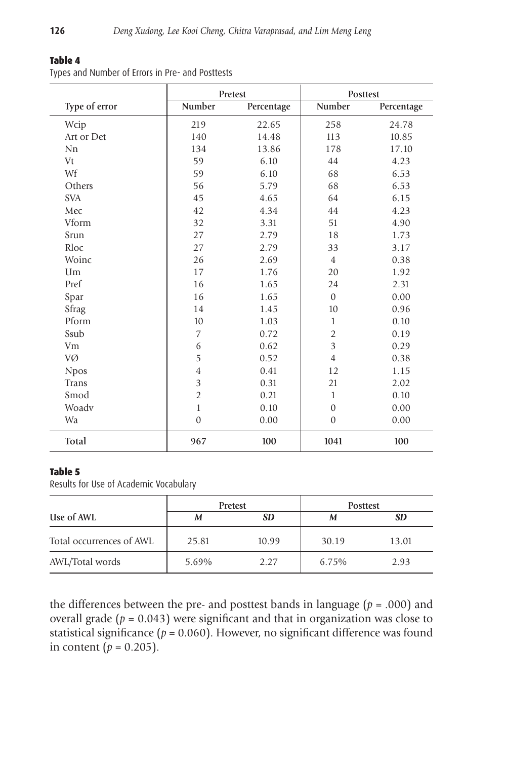**Table 4**
Types and Number of Errors in Pre- and Posttests

| Type of error | Pretest | | Posttest | |
|---|---|---|---|---|
| | Number | Percentage | Number | Percentage |
| Wcip | 219 | 22.65 | 258 | 24.78 |
| Art or Det | 140 | 14.48 | 113 | 10.85 |
| Nn | 134 | 13.86 | 178 | 17.10 |
| Vt | 59 | 6.10 | 44 | 4.23 |
| Wf | 59 | 6.10 | 68 | 6.53 |
| Others | 56 | 5.79 | 68 | 6.53 |
| SVA | 45 | 4.65 | 64 | 6.15 |
| Mec | 42 | 4.34 | 44 | 4.23 |
| Vform | 32 | 3.31 | 51 | 4.90 |
| Srun | 27 | 2.79 | 18 | 1.73 |
| Rloc | 27 | 2.79 | 33 | 3.17 |
| Woinc | 26 | 2.69 | 4 | 0.38 |
| Um | 17 | 1.76 | 20 | 1.92 |
| Pref | 16 | 1.65 | 24 | 2.31 |
| Spar | 16 | 1.65 | 0 | 0.00 |
| Sfrag | 14 | 1.45 | 10 | 0.96 |
| Pform | 10 | 1.03 | 1 | 0.10 |
| Ssub | 7 | 0.72 | 2 | 0.19 |
| Vm | 6 | 0.62 | 3 | 0.29 |
| VØ | 5 | 0.52 | 4 | 0.38 |
| Npos | 4 | 0.41 | 12 | 1.15 |
| Trans | 3 | 0.31 | 21 | 2.02 |
| Smod | 2 | 0.21 | 1 | 0.10 |
| Woadv | 1 | 0.10 | 0 | 0.00 |
| Wa | 0 | 0.00 | 0 | 0.00 |
| **Total** | **967** | **100** | **1041** | **100** |

**Table 5**
Results for Use of Academic Vocabulary

| Use of AWL | Pretest | | Posttest | |
|---|---|---|---|---|
| | *M* | *SD* | *M* | *SD* |
| Total occurrences of AWL | 25.81 | 10.99 | 30.19 | 13.01 |
| AWL/Total words | 5.69% | 2.27 | 6.75% | 2.93 |

the differences between the pre- and posttest bands in language ($p$ = .000) and overall grade ($p$ = 0.043) were significant and that in organization was close to statistical significance ($p$ = 0.060). However, no significant difference was found in content ($p$ = 0.205).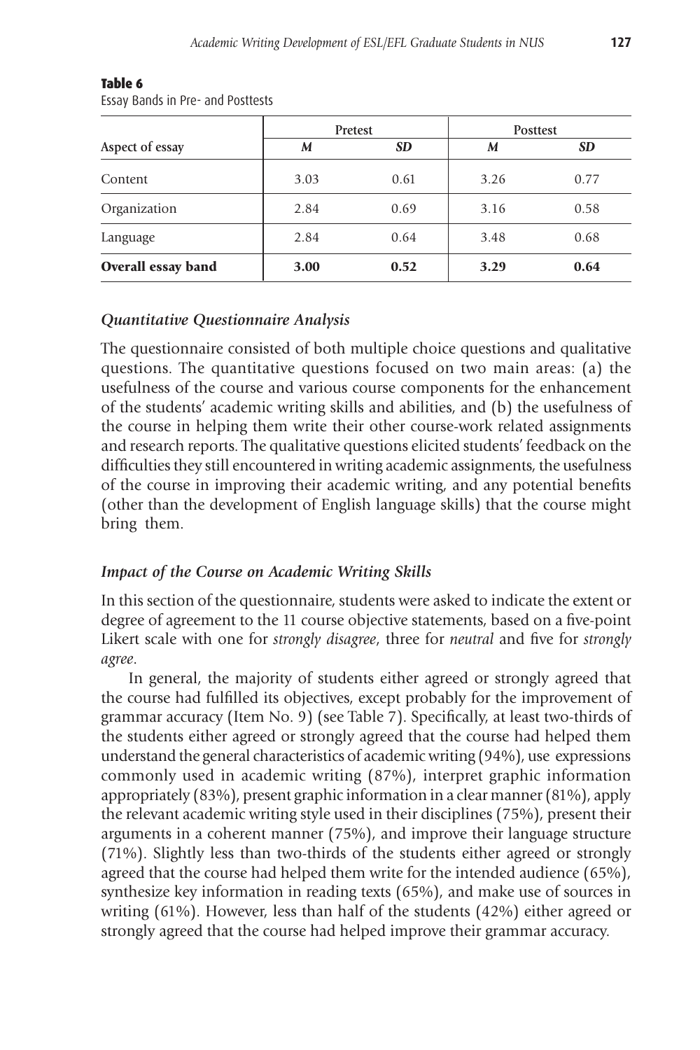**Table 6**
Essay Bands in Pre- and Posttests

| Aspect of essay | Pretest | | Posttest | |
|---|---|---|---|---|
| | *M* | *SD* | *M* | *SD* |
| Content | 3.03 | 0.61 | 3.26 | 0.77 |
| Organization | 2.84 | 0.69 | 3.16 | 0.58 |
| Language | 2.84 | 0.64 | 3.48 | 0.68 |
| **Overall essay band** | **3.00** | **0.52** | **3.29** | **0.64** |

### *Quantitative Questionnaire Analysis*

The questionnaire consisted of both multiple choice questions and qualitative questions. The quantitative questions focused on two main areas: (a) the usefulness of the course and various course components for the enhancement of the students' academic writing skills and abilities, and (b) the usefulness of the course in helping them write their other course-work related assignments and research reports. The qualitative questions elicited students' feedback on the difficulties they still encountered in writing academic assignments, the usefulness of the course in improving their academic writing, and any potential benefits (other than the development of English language skills) that the course might bring them.

### *Impact of the Course on Academic Writing Skills*

In this section of the questionnaire, students were asked to indicate the extent or degree of agreement to the 11 course objective statements, based on a five-point Likert scale with one for *strongly disagree*, three for *neutral* and five for *strongly agree*.

In general, the majority of students either agreed or strongly agreed that the course had fulfilled its objectives, except probably for the improvement of grammar accuracy (Item No. 9) (see Table 7). Specifically, at least two-thirds of the students either agreed or strongly agreed that the course had helped them understand the general characteristics of academic writing (94%), use expressions commonly used in academic writing (87%), interpret graphic information appropriately (83%), present graphic information in a clear manner (81%), apply the relevant academic writing style used in their disciplines (75%), present their arguments in a coherent manner (75%), and improve their language structure (71%). Slightly less than two-thirds of the students either agreed or strongly agreed that the course had helped them write for the intended audience (65%), synthesize key information in reading texts (65%), and make use of sources in writing (61%). However, less than half of the students (42%) either agreed or strongly agreed that the course had helped improve their grammar accuracy.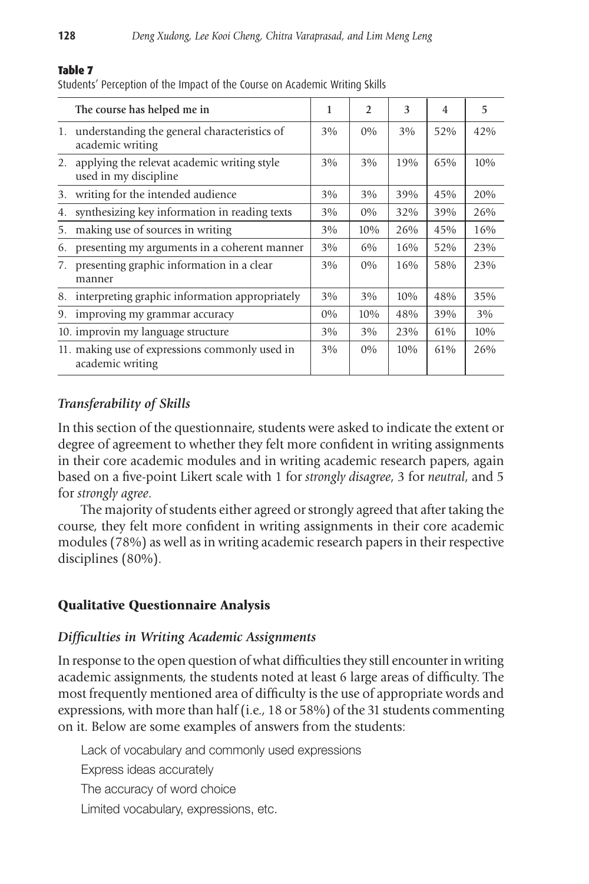**Table 7**

Students' Perception of the Impact of the Course on Academic Writing Skills

| The course has helped me in | 1 | 2 | 3 | 4 | 5 |
|---|---|---|---|---|---|
| 1. understanding the general characteristics of academic writing | 3% | 0% | 3% | 52% | 42% |
| 2. applying the relevat academic writing style used in my discipline | 3% | 3% | 19% | 65% | 10% |
| 3. writing for the intended audience | 3% | 3% | 39% | 45% | 20% |
| 4. synthesizing key information in reading texts | 3% | 0% | 32% | 39% | 26% |
| 5. making use of sources in writing | 3% | 10% | 26% | 45% | 16% |
| 6. presenting my arguments in a coherent manner | 3% | 6% | 16% | 52% | 23% |
| 7. presenting graphic information in a clear manner | 3% | 0% | 16% | 58% | 23% |
| 8. interpreting graphic information appropriately | 3% | 3% | 10% | 48% | 35% |
| 9. improving my grammar accuracy | 0% | 10% | 48% | 39% | 3% |
| 10. improvin my language structure | 3% | 3% | 23% | 61% | 10% |
| 11. making use of expressions commonly used in academic writing | 3% | 0% | 10% | 61% | 26% |

### *Transferability of Skills*

In this section of the questionnaire, students were asked to indicate the extent or degree of agreement to whether they felt more confident in writing assignments in their core academic modules and in writing academic research papers, again based on a five-point Likert scale with 1 for *strongly disagree*, 3 for *neutral*, and 5 for *strongly agree*.

The majority of students either agreed or strongly agreed that after taking the course, they felt more confident in writing assignments in their core academic modules (78%) as well as in writing academic research papers in their respective disciplines (80%).

## Qualitative Questionnaire Analysis

### *Difficulties in Writing Academic Assignments*

In response to the open question of what difficulties they still encounter in writing academic assignments, the students noted at least 6 large areas of difficulty. The most frequently mentioned area of difficulty is the use of appropriate words and expressions, with more than half (i.e., 18 or 58%) of the 31 students commenting on it. Below are some examples of answers from the students:

Lack of vocabulary and commonly used expressions

Express ideas accurately

The accuracy of word choice

Limited vocabulary, expressions, etc.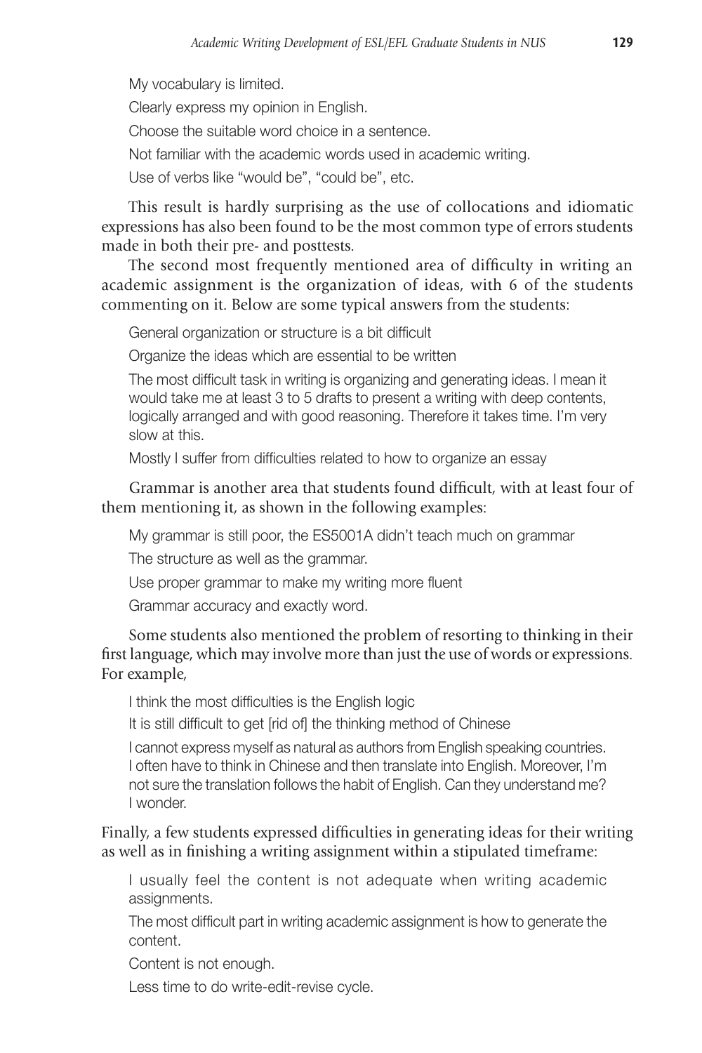My vocabulary is limited.

Clearly express my opinion in English.

Choose the suitable word choice in a sentence.

Not familiar with the academic words used in academic writing.

Use of verbs like "would be", "could be", etc.

This result is hardly surprising as the use of collocations and idiomatic expressions has also been found to be the most common type of errors students made in both their pre- and posttests.

The second most frequently mentioned area of difficulty in writing an academic assignment is the organization of ideas, with 6 of the students commenting on it. Below are some typical answers from the students:

General organization or structure is a bit difficult

Organize the ideas which are essential to be written

The most difficult task in writing is organizing and generating ideas. I mean it would take me at least 3 to 5 drafts to present a writing with deep contents, logically arranged and with good reasoning. Therefore it takes time. I'm very slow at this.

Mostly I suffer from difficulties related to how to organize an essay

Grammar is another area that students found difficult, with at least four of them mentioning it, as shown in the following examples:

My grammar is still poor, the ES5001A didn't teach much on grammar

The structure as well as the grammar.

Use proper grammar to make my writing more fluent

Grammar accuracy and exactly word.

Some students also mentioned the problem of resorting to thinking in their first language, which may involve more than just the use of words or expressions. For example,

I think the most difficulties is the English logic

It is still difficult to get [rid of] the thinking method of Chinese

I cannot express myself as natural as authors from English speaking countries. I often have to think in Chinese and then translate into English. Moreover, I'm not sure the translation follows the habit of English. Can they understand me? I wonder.

Finally, a few students expressed difficulties in generating ideas for their writing as well as in finishing a writing assignment within a stipulated timeframe:

I usually feel the content is not adequate when writing academic assignments.

The most difficult part in writing academic assignment is how to generate the content.

Content is not enough.

Less time to do write-edit-revise cycle.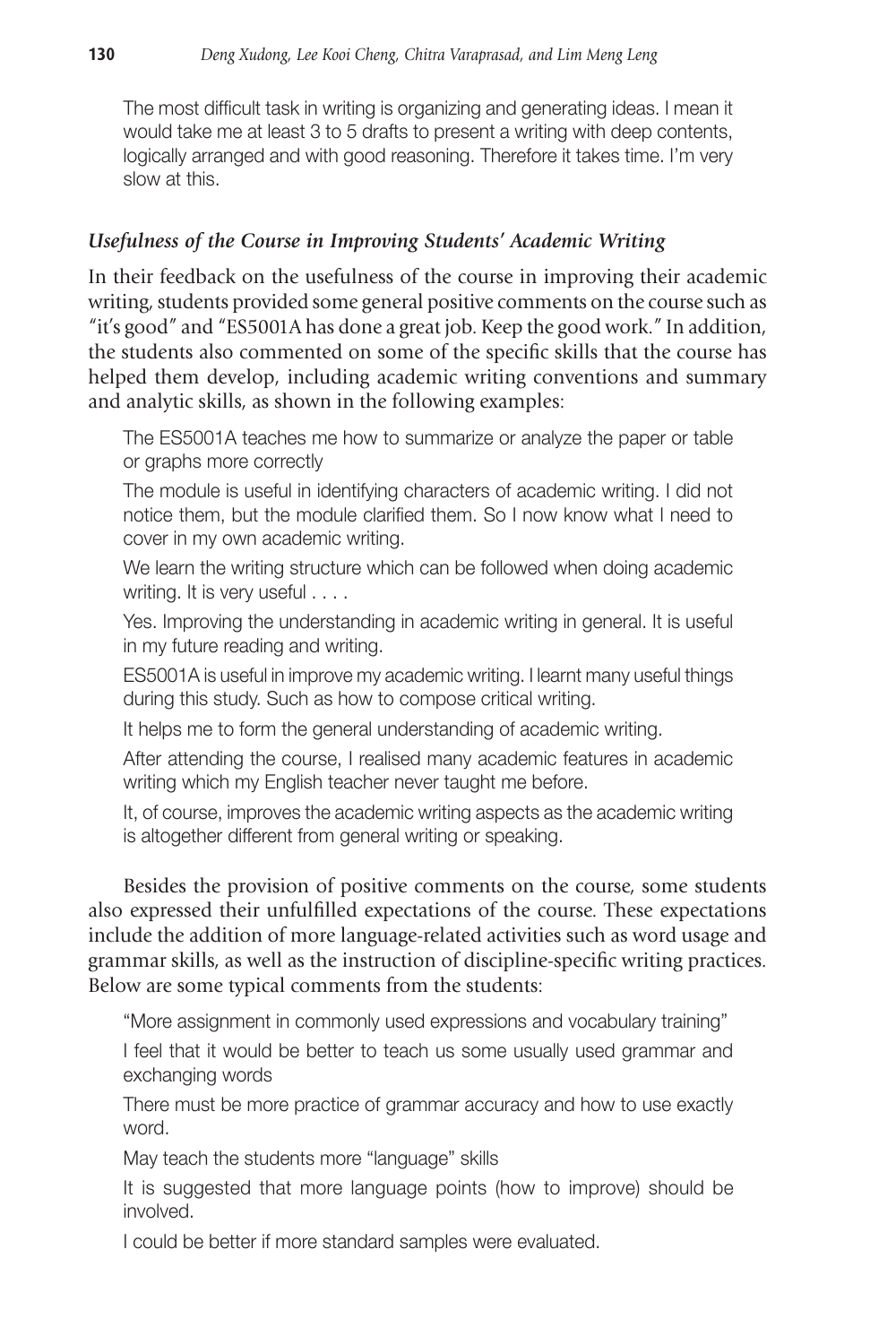> The most difficult task in writing is organizing and generating ideas. I mean it would take me at least 3 to 5 drafts to present a writing with deep contents, logically arranged and with good reasoning. Therefore it takes time. I'm very slow at this.

### *Usefulness of the Course in Improving Students' Academic Writing*

In their feedback on the usefulness of the course in improving their academic writing, students provided some general positive comments on the course such as "it's good" and "ES5001A has done a great job. Keep the good work." In addition, the students also commented on some of the specific skills that the course has helped them develop, including academic writing conventions and summary and analytic skills, as shown in the following examples:

> The ES5001A teaches me how to summarize or analyze the paper or table or graphs more correctly
>
> The module is useful in identifying characters of academic writing. I did not notice them, but the module clarified them. So I now know what I need to cover in my own academic writing.
>
> We learn the writing structure which can be followed when doing academic writing. It is very useful . . . .
>
> Yes. Improving the understanding in academic writing in general. It is useful in my future reading and writing.
>
> ES5001A is useful in improve my academic writing. I learnt many useful things during this study. Such as how to compose critical writing.
>
> It helps me to form the general understanding of academic writing.
>
> After attending the course, I realised many academic features in academic writing which my English teacher never taught me before.
>
> It, of course, improves the academic writing aspects as the academic writing is altogether different from general writing or speaking.

Besides the provision of positive comments on the course, some students also expressed their unfulfilled expectations of the course. These expectations include the addition of more language-related activities such as word usage and grammar skills, as well as the instruction of discipline-specific writing practices. Below are some typical comments from the students:

> "More assignment in commonly used expressions and vocabulary training"
>
> I feel that it would be better to teach us some usually used grammar and exchanging words
>
> There must be more practice of grammar accuracy and how to use exactly word.
>
> May teach the students more "language" skills
>
> It is suggested that more language points (how to improve) should be involved.
>
> I could be better if more standard samples were evaluated.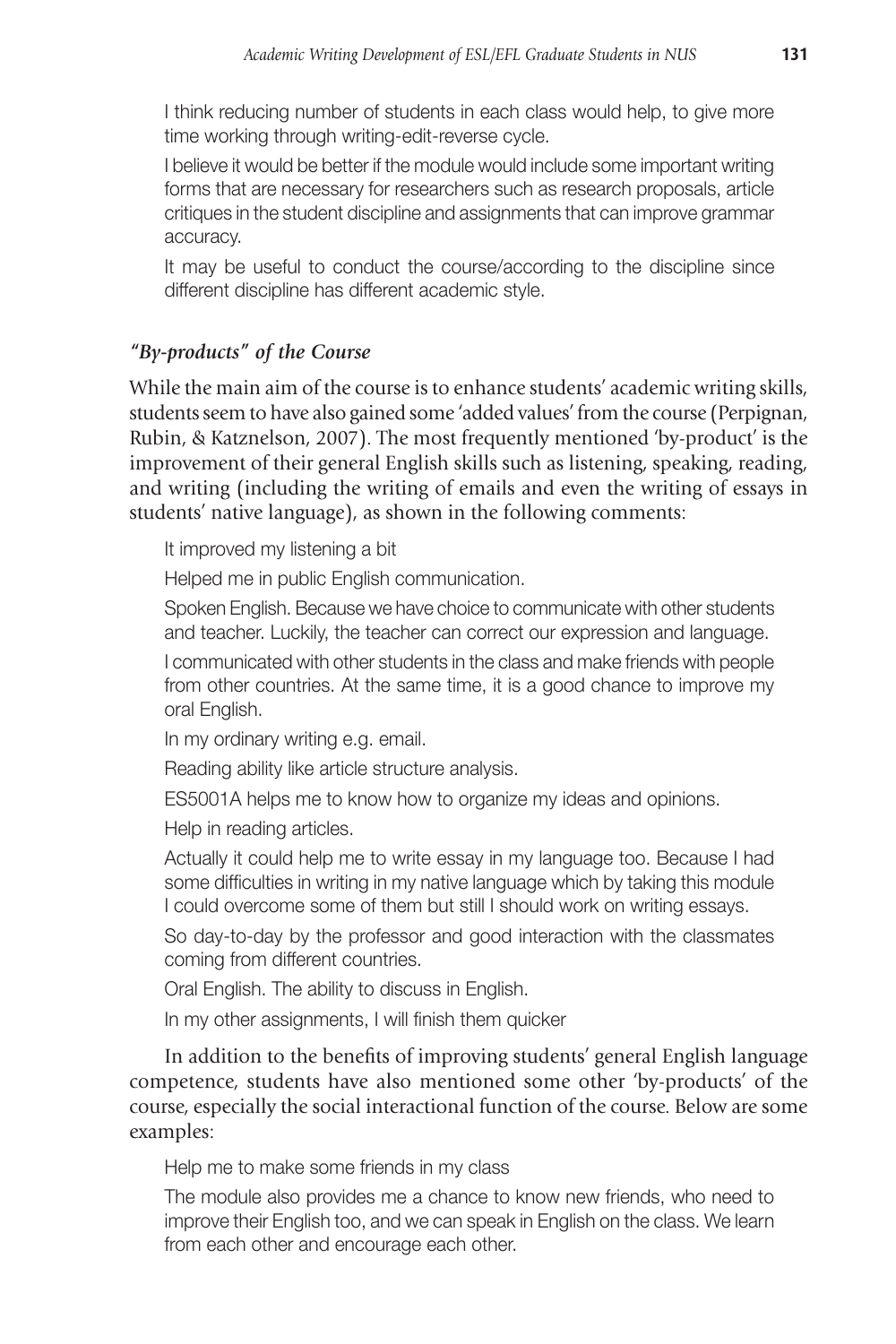I think reducing number of students in each class would help, to give more time working through writing-edit-reverse cycle.

I believe it would be better if the module would include some important writing forms that are necessary for researchers such as research proposals, article critiques in the student discipline and assignments that can improve grammar accuracy.

It may be useful to conduct the course/according to the discipline since different discipline has different academic style.

### *"By-products" of the Course*

While the main aim of the course is to enhance students' academic writing skills, students seem to have also gained some 'added values' from the course (Perpignan, Rubin, & Katznelson, 2007). The most frequently mentioned 'by-product' is the improvement of their general English skills such as listening, speaking, reading, and writing (including the writing of emails and even the writing of essays in students' native language), as shown in the following comments:

It improved my listening a bit

Helped me in public English communication.

Spoken English. Because we have choice to communicate with other students and teacher. Luckily, the teacher can correct our expression and language.

I communicated with other students in the class and make friends with people from other countries. At the same time, it is a good chance to improve my oral English.

In my ordinary writing e.g. email.

Reading ability like article structure analysis.

ES5001A helps me to know how to organize my ideas and opinions.

Help in reading articles.

Actually it could help me to write essay in my language too. Because I had some difficulties in writing in my native language which by taking this module I could overcome some of them but still I should work on writing essays.

So day-to-day by the professor and good interaction with the classmates coming from different countries.

Oral English. The ability to discuss in English.

In my other assignments, I will finish them quicker

In addition to the benefits of improving students' general English language competence, students have also mentioned some other 'by-products' of the course, especially the social interactional function of the course. Below are some examples:

Help me to make some friends in my class

The module also provides me a chance to know new friends, who need to improve their English too, and we can speak in English on the class. We learn from each other and encourage each other.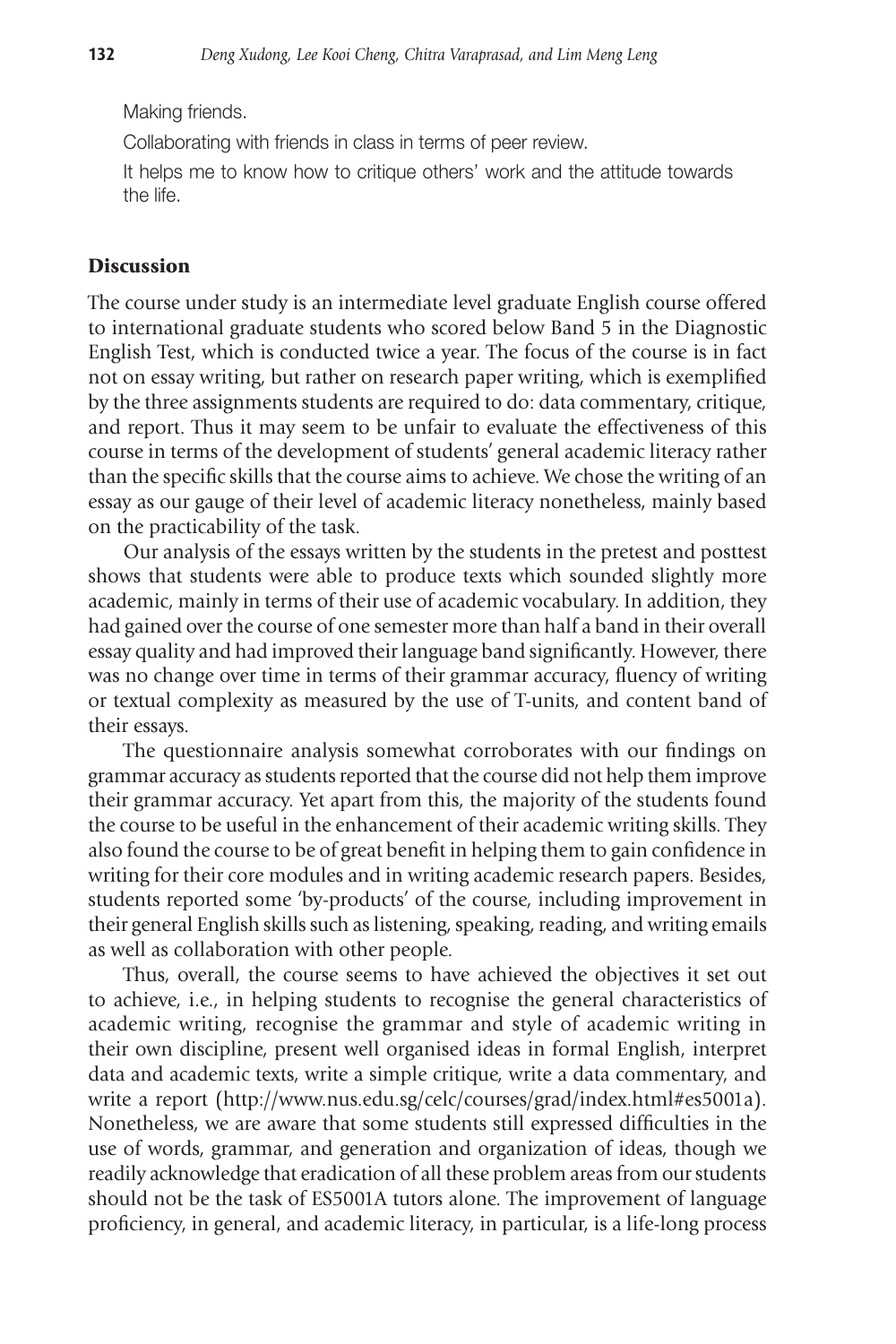Making friends.

Collaborating with friends in class in terms of peer review.

It helps me to know how to critique others' work and the attitude towards the life.

## Discussion

The course under study is an intermediate level graduate English course offered to international graduate students who scored below Band 5 in the Diagnostic English Test, which is conducted twice a year. The focus of the course is in fact not on essay writing, but rather on research paper writing, which is exemplified by the three assignments students are required to do: data commentary, critique, and report. Thus it may seem to be unfair to evaluate the effectiveness of this course in terms of the development of students' general academic literacy rather than the specific skills that the course aims to achieve. We chose the writing of an essay as our gauge of their level of academic literacy nonetheless, mainly based on the practicability of the task.

Our analysis of the essays written by the students in the pretest and posttest shows that students were able to produce texts which sounded slightly more academic, mainly in terms of their use of academic vocabulary. In addition, they had gained over the course of one semester more than half a band in their overall essay quality and had improved their language band significantly. However, there was no change over time in terms of their grammar accuracy, fluency of writing or textual complexity as measured by the use of T-units, and content band of their essays.

The questionnaire analysis somewhat corroborates with our findings on grammar accuracy as students reported that the course did not help them improve their grammar accuracy. Yet apart from this, the majority of the students found the course to be useful in the enhancement of their academic writing skills. They also found the course to be of great benefit in helping them to gain confidence in writing for their core modules and in writing academic research papers. Besides, students reported some 'by-products' of the course, including improvement in their general English skills such as listening, speaking, reading, and writing emails as well as collaboration with other people.

Thus, overall, the course seems to have achieved the objectives it set out to achieve, i.e., in helping students to recognise the general characteristics of academic writing, recognise the grammar and style of academic writing in their own discipline, present well organised ideas in formal English, interpret data and academic texts, write a simple critique, write a data commentary, and write a report (http://www.nus.edu.sg/celc/courses/grad/index.html#es5001a). Nonetheless, we are aware that some students still expressed difficulties in the use of words, grammar, and generation and organization of ideas, though we readily acknowledge that eradication of all these problem areas from our students should not be the task of ES5001A tutors alone. The improvement of language proficiency, in general, and academic literacy, in particular, is a life-long process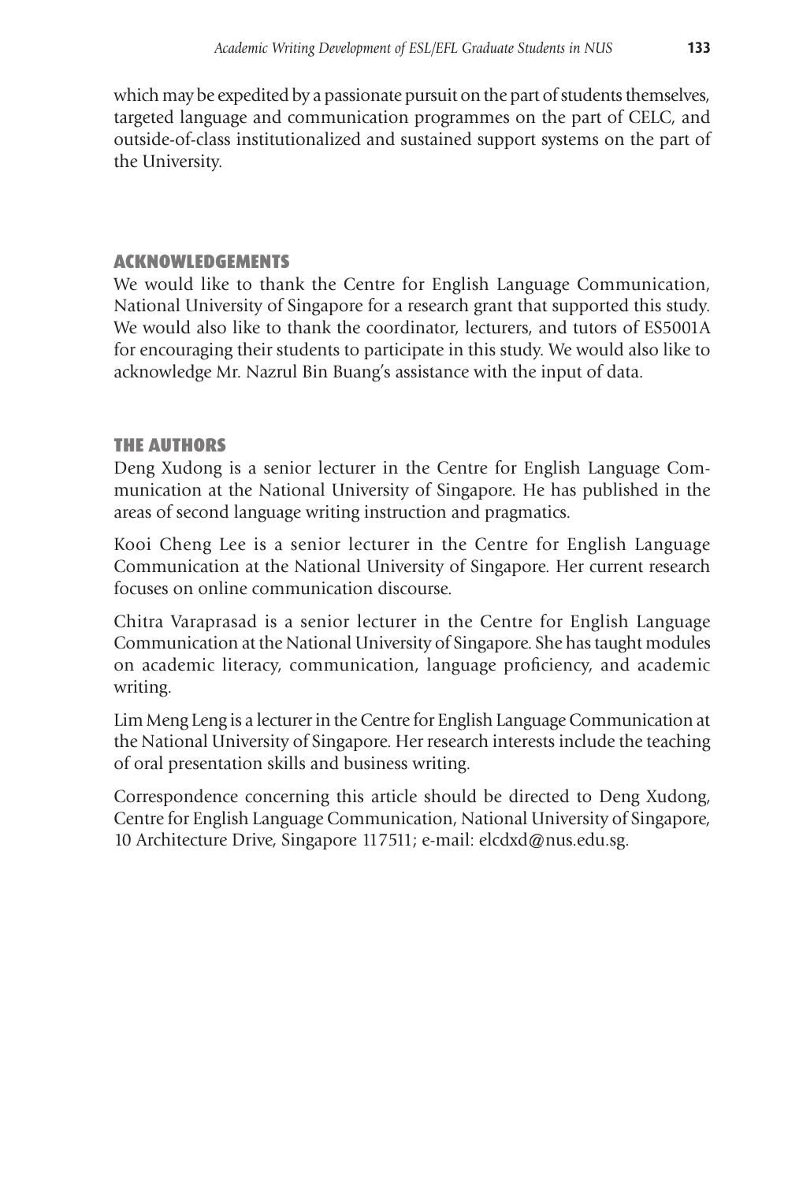which may be expedited by a passionate pursuit on the part of students themselves, targeted language and communication programmes on the part of CELC, and outside-of-class institutionalized and sustained support systems on the part of the University.

## ACKNOWLEDGEMENTS

We would like to thank the Centre for English Language Communication, National University of Singapore for a research grant that supported this study. We would also like to thank the coordinator, lecturers, and tutors of ES5001A for encouraging their students to participate in this study. We would also like to acknowledge Mr. Nazrul Bin Buang's assistance with the input of data.

## THE AUTHORS

Deng Xudong is a senior lecturer in the Centre for English Language Communication at the National University of Singapore. He has published in the areas of second language writing instruction and pragmatics.

Kooi Cheng Lee is a senior lecturer in the Centre for English Language Communication at the National University of Singapore. Her current research focuses on online communication discourse.

Chitra Varaprasad is a senior lecturer in the Centre for English Language Communication at the National University of Singapore. She has taught modules on academic literacy, communication, language proficiency, and academic writing.

Lim Meng Leng is a lecturer in the Centre for English Language Communication at the National University of Singapore. Her research interests include the teaching of oral presentation skills and business writing.

Correspondence concerning this article should be directed to Deng Xudong, Centre for English Language Communication, National University of Singapore, 10 Architecture Drive, Singapore 117511; e-mail: elcdxd@nus.edu.sg.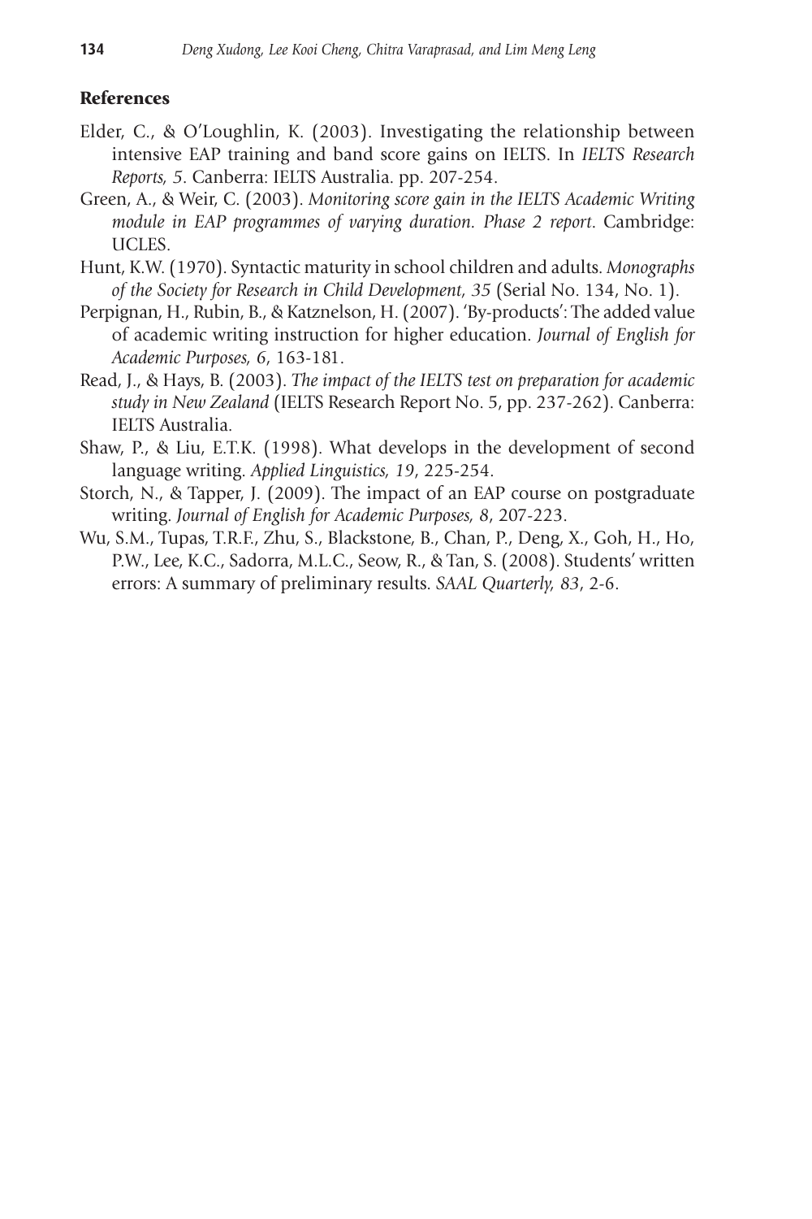## References

Elder, C., & O'Loughlin, K. (2003). Investigating the relationship between intensive EAP training and band score gains on IELTS. In *IELTS Research Reports, 5*. Canberra: IELTS Australia. pp. 207-254.

Green, A., & Weir, C. (2003). *Monitoring score gain in the IELTS Academic Writing module in EAP programmes of varying duration. Phase 2 report*. Cambridge: UCLES.

Hunt, K.W. (1970). Syntactic maturity in school children and adults. *Monographs of the Society for Research in Child Development, 35* (Serial No. 134, No. 1).

Perpignan, H., Rubin, B., & Katznelson, H. (2007). 'By-products': The added value of academic writing instruction for higher education. *Journal of English for Academic Purposes, 6*, 163-181.

Read, J., & Hays, B. (2003). *The impact of the IELTS test on preparation for academic study in New Zealand* (IELTS Research Report No. 5, pp. 237-262). Canberra: IELTS Australia.

Shaw, P., & Liu, E.T.K. (1998). What develops in the development of second language writing. *Applied Linguistics, 19*, 225-254.

Storch, N., & Tapper, J. (2009). The impact of an EAP course on postgraduate writing. *Journal of English for Academic Purposes, 8*, 207-223.

Wu, S.M., Tupas, T.R.F., Zhu, S., Blackstone, B., Chan, P., Deng, X., Goh, H., Ho, P.W., Lee, K.C., Sadorra, M.L.C., Seow, R., & Tan, S. (2008). Students' written errors: A summary of preliminary results. *SAAL Quarterly, 83*, 2-6.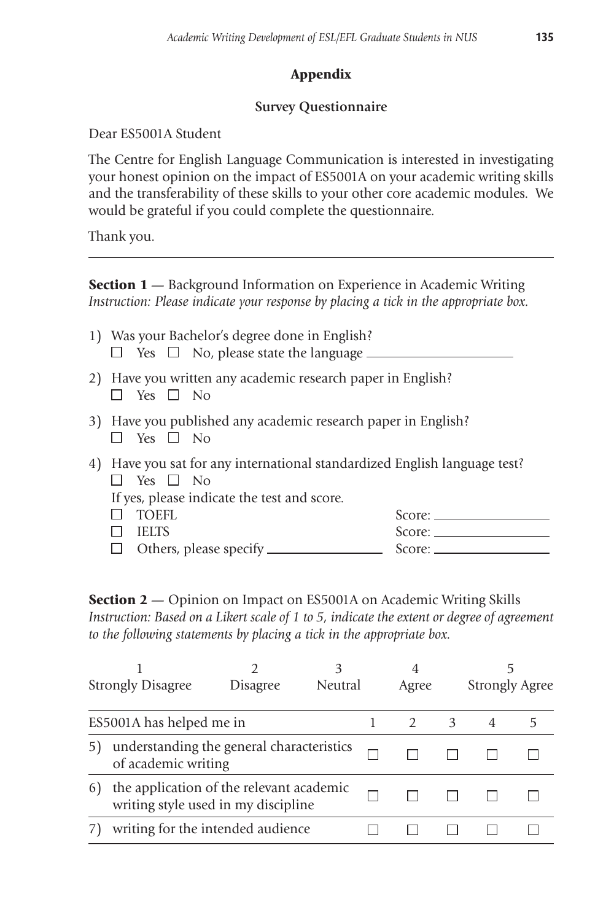## Appendix

### Survey Questionnaire

Dear ES5001A Student

The Centre for English Language Communication is interested in investigating your honest opinion on the impact of ES5001A on your academic writing skills and the transferability of these skills to your other core academic modules. We would be grateful if you could complete the questionnaire.

Thank you.

---

**Section 1** — Background Information on Experience in Academic Writing
*Instruction: Please indicate your response by placing a tick in the appropriate box.*

1) Was your Bachelor's degree done in English?
   ☐ Yes ☐ No, please state the language ____________________

2) Have you written any academic research paper in English?
   ☐ Yes ☐ No

3) Have you published any academic research paper in English?
   ☐ Yes ☐ No

4) Have you sat for any international standardized English language test?
   ☐ Yes ☐ No
   If yes, please indicate the test and score.
   ☐ TOEFL Score: ________________
   ☐ IELTS Score: ________________
   ☐ Others, please specify ________________ Score: ________________

**Section 2** — Opinion on Impact on ES5001A on Academic Writing Skills
*Instruction: Based on a Likert scale of 1 to 5, indicate the extent or degree of agreement to the following statements by placing a tick in the appropriate box.*

| 1 | 2 | 3 | 4 | 5 |
|---|---|---|---|---|
| Strongly Disagree | Disagree | Neutral | Agree | Strongly Agree |

| ES5001A has helped me in | 1 | 2 | 3 | 4 | 5 |
|---|---|---|---|---|---|
| 5) understanding the general characteristics of academic writing | ☐ | ☐ | ☐ | ☐ | ☐ |
| 6) the application of the relevant academic writing style used in my discipline | ☐ | ☐ | ☐ | ☐ | ☐ |
| 7) writing for the intended audience | ☐ | ☐ | ☐ | ☐ | ☐ |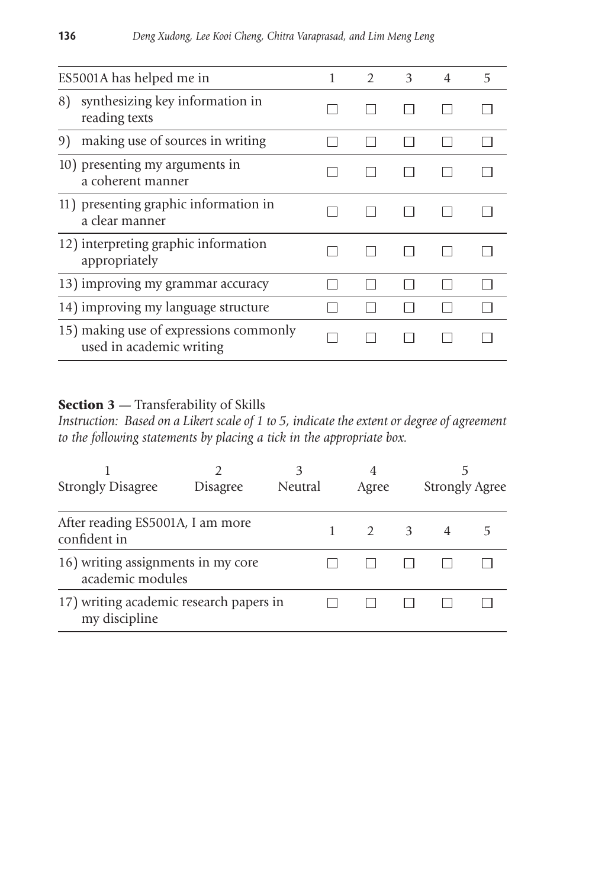| ES5001A has helped me in | 1 | 2 | 3 | 4 | 5 |
|---|---|---|---|---|---|
| 8) synthesizing key information in reading texts | ☐ | ☐ | ☐ | ☐ | ☐ |
| 9) making use of sources in writing | ☐ | ☐ | ☐ | ☐ | ☐ |
| 10) presenting my arguments in a coherent manner | ☐ | ☐ | ☐ | ☐ | ☐ |
| 11) presenting graphic information in a clear manner | ☐ | ☐ | ☐ | ☐ | ☐ |
| 12) interpreting graphic information appropriately | ☐ | ☐ | ☐ | ☐ | ☐ |
| 13) improving my grammar accuracy | ☐ | ☐ | ☐ | ☐ | ☐ |
| 14) improving my language structure | ☐ | ☐ | ☐ | ☐ | ☐ |
| 15) making use of expressions commonly used in academic writing | ☐ | ☐ | ☐ | ☐ | ☐ |

**Section 3** — Transferability of Skills

*Instruction: Based on a Likert scale of 1 to 5, indicate the extent or degree of agreement to the following statements by placing a tick in the appropriate box.*

| 1 | 2 | 3 | 4 | 5 |
|---|---|---|---|---|
| Strongly Disagree | Disagree | Neutral | Agree | Strongly Agree |

| After reading ES5001A, I am more confident in | 1 | 2 | 3 | 4 | 5 |
|---|---|---|---|---|---|
| 16) writing assignments in my core academic modules | ☐ | ☐ | ☐ | ☐ | ☐ |
| 17) writing academic research papers in my discipline | ☐ | ☐ | ☐ | ☐ | ☐ |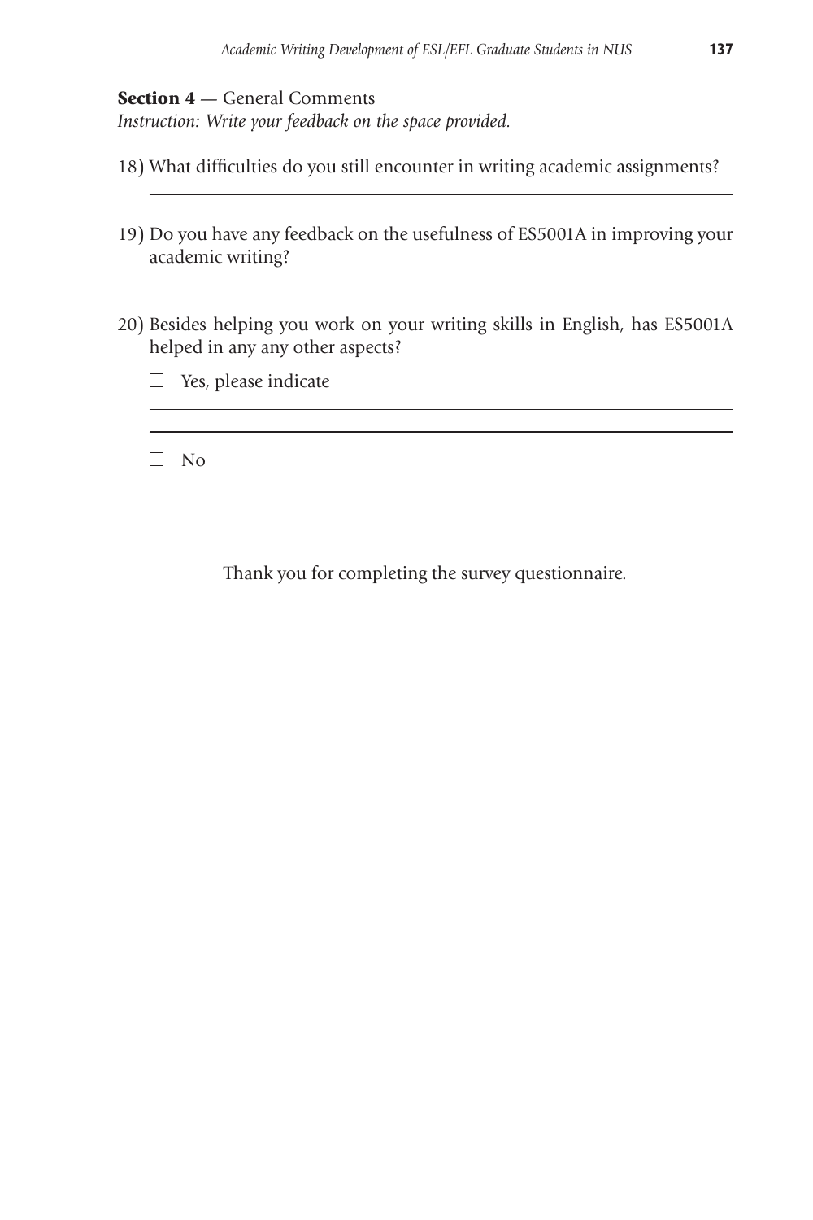**Section 4** — General Comments

*Instruction: Write your feedback on the space provided.*

18) What difficulties do you still encounter in writing academic assignments?

19) Do you have any feedback on the usefulness of ES5001A in improving your academic writing?

20) Besides helping you work on your writing skills in English, has ES5001A helped in any any other aspects?

- ☐ Yes, please indicate
- ☐ No

Thank you for completing the survey questionnaire.